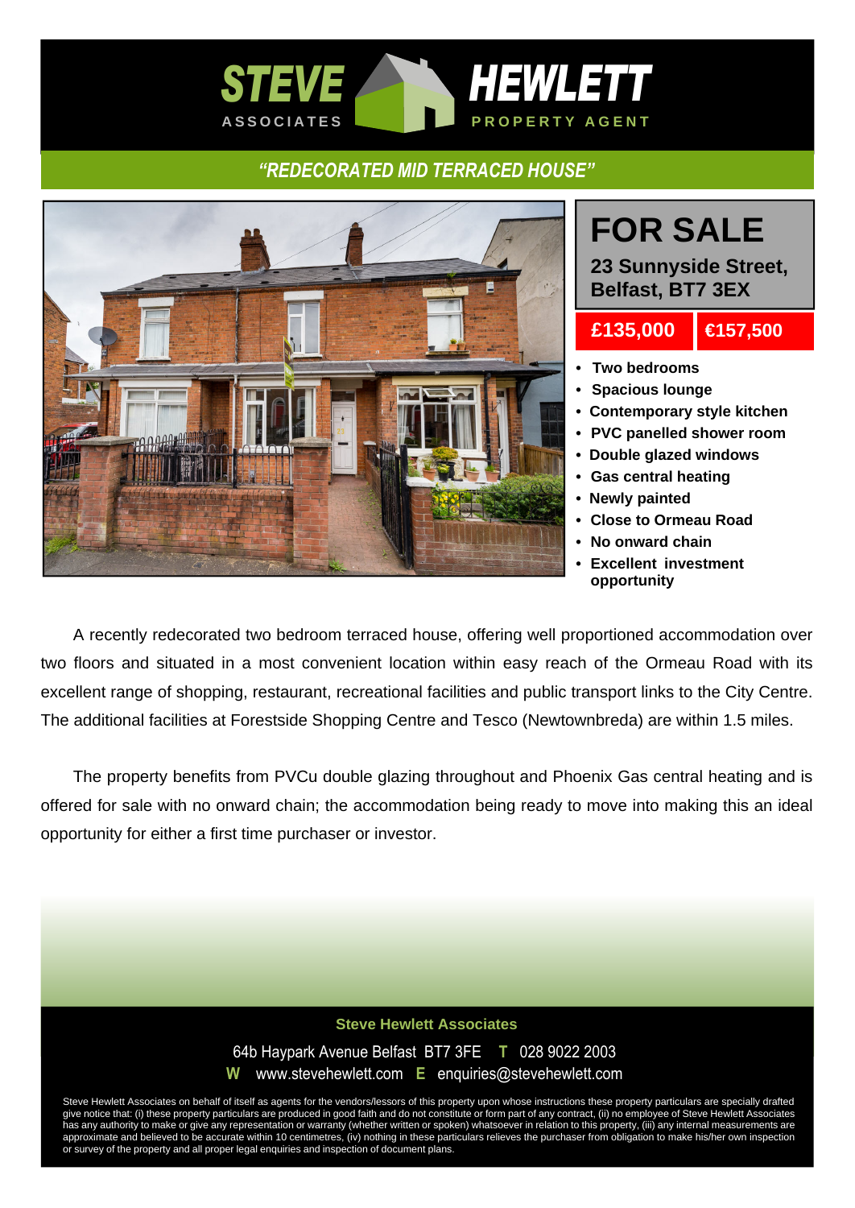STEVE HEWLETT ASSOCIATES PROPERTY AGENT

## *"REDECORATED MID TERRACED HOUSE"*

# FOR SALE

**23 Sunnyside Street, Belfast, BT7 3EX**

**£135,000** | **€157,500**

- **Two bedrooms**
- **Spacious lounge**
- **Contemporary style kitchen**
- **PVC panelled shower room**
- **Double glazed windows**
- **Gas central heating**
- **Newly painted**
- **Close to Ormeau Road**
- **No onward chain**
- **Excellent investment opportunity**

A recently redecorated two bedroom terraced house, offering well proportioned accommodation over two floors and situated in a most convenient location within easy reach of the Ormeau Road with its excellent range of shopping, restaurant, recreational facilities and public transport links to the City Centre. The additional facilities at Forestside Shopping Centre and Tesco (Newtownbreda) are within 1.5 miles.

The property benefits from PVCu double glazing throughout and Phoenix Gas central heating and is offered for sale with no onward chain; the accommodation being ready to move into making this an ideal opportunity for either a first time purchaser or investor.

**Steve Hewlett Associates**

64b Haypark Avenue Belfast BT7 3FE **T** 028 9022 2003

**W** www.stevehewlett.com **E** enquiries@stevehewlett.com

Steve Hewlett Associates on behalf of itself as agents for the vendors/lessors of this property upon whose instructions these property particulars are specially drafted give notice that: (i) these property particulars are produced in good faith and do not constitute or form part of any contract, (ii) no employee of Steve Hewlett Associates has any authority to make or give any representation or warranty (whether written or spoken) whatsoever in relation to this property, (iii) any internal measurements are approximate and believed to be accurate within 10 centimetres, (iv) nothing in these particulars relieves the purchaser from obligation to make his/her own inspection or survey of the property and all proper legal enquiries and inspection of document plans.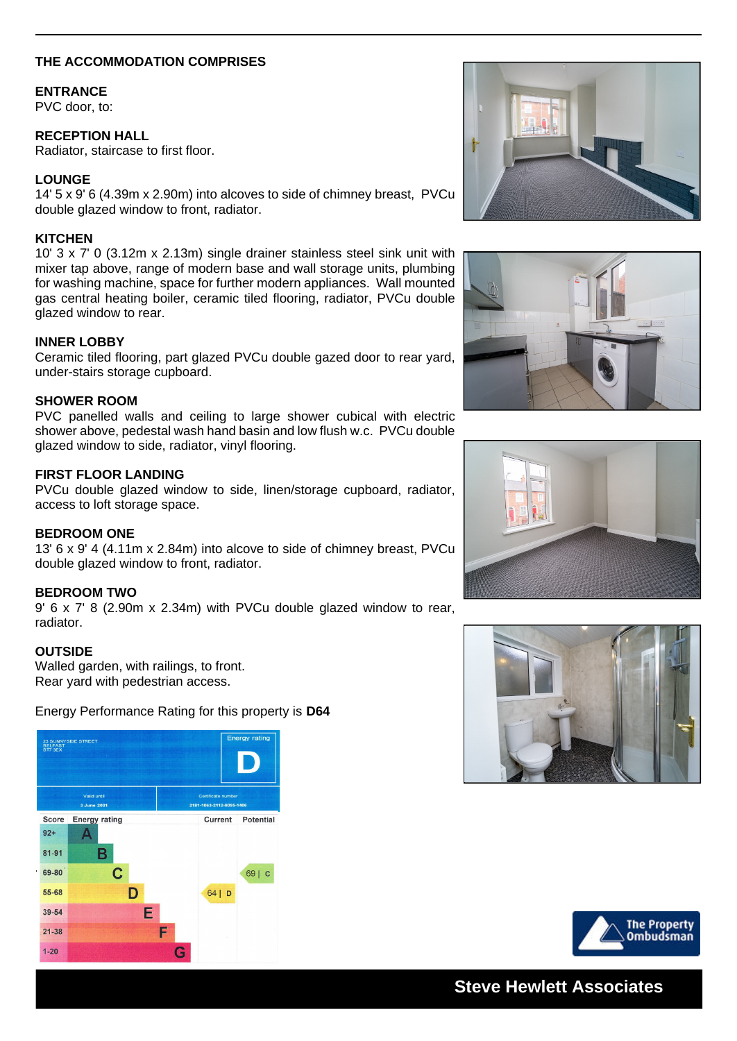## THE ACCOMMODATION COMPRISES

**ENTRANCE**
PVC door, to:

**RECEPTION HALL**
Radiator, staircase to first floor.

**LOUNGE**
14' 5 x 9' 6 (4.39m x 2.90m) into alcoves to side of chimney breast, PVCu double glazed window to front, radiator.

**KITCHEN**
10' 3 x 7' 0 (3.12m x 2.13m) single drainer stainless steel sink unit with mixer tap above, range of modern base and wall storage units, plumbing for washing machine, space for further modern appliances. Wall mounted gas central heating boiler, ceramic tiled flooring, radiator, PVCu double glazed window to rear.

**INNER LOBBY**
Ceramic tiled flooring, part glazed PVCu double gazed door to rear yard, under-stairs storage cupboard.

**SHOWER ROOM**
PVC panelled walls and ceiling to large shower cubical with electric shower above, pedestal wash hand basin and low flush w.c. PVCu double glazed window to side, radiator, vinyl flooring.

**FIRST FLOOR LANDING**
PVCu double glazed window to side, linen/storage cupboard, radiator, access to loft storage space.

**BEDROOM ONE**
13' 6 x 9' 4 (4.11m x 2.84m) into alcove to side of chimney breast, PVCu double glazed window to front, radiator.

**BEDROOM TWO**
9' 6 x 7' 8 (2.90m x 2.34m) with PVCu double glazed window to rear, radiator.

**OUTSIDE**
Walled garden, with railings, to front.
Rear yard with pedestrian access.

Energy Performance Rating for this property is **D64**

23 SUNNYSIDE STREET
BELFAST
BT7 3EX

Energy rating
D

Valid until
3 June 2031

Certificate number
2101-1063-2112-8095-1406

Score Energy rating Current Potential
92+ A
81-91 B
69-80 C
55-68 D
39-54 E
21-38 F
1-20 G
64 | D
69 | C

**Steve Hewlett Associates**